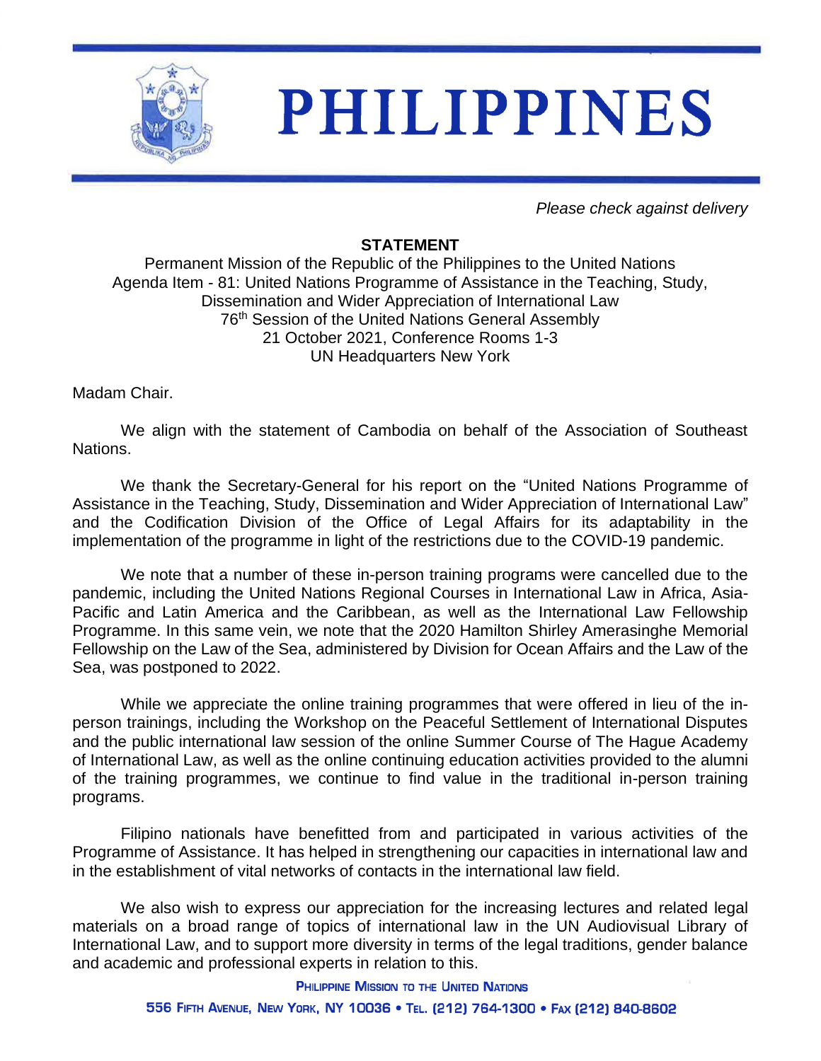# PHILIPPINES

*Please check against delivery*

**STATEMENT**

Permanent Mission of the Republic of the Philippines to the United Nations
Agenda Item - 81: United Nations Programme of Assistance in the Teaching, Study, Dissemination and Wider Appreciation of International Law
76th Session of the United Nations General Assembly
21 October 2021, Conference Rooms 1-3
UN Headquarters New York

Madam Chair.

We align with the statement of Cambodia on behalf of the Association of Southeast Nations.

We thank the Secretary-General for his report on the "United Nations Programme of Assistance in the Teaching, Study, Dissemination and Wider Appreciation of International Law" and the Codification Division of the Office of Legal Affairs for its adaptability in the implementation of the programme in light of the restrictions due to the COVID-19 pandemic.

We note that a number of these in-person training programs were cancelled due to the pandemic, including the United Nations Regional Courses in International Law in Africa, Asia-Pacific and Latin America and the Caribbean, as well as the International Law Fellowship Programme. In this same vein, we note that the 2020 Hamilton Shirley Amerasinghe Memorial Fellowship on the Law of the Sea, administered by Division for Ocean Affairs and the Law of the Sea, was postponed to 2022.

While we appreciate the online training programmes that were offered in lieu of the in-person trainings, including the Workshop on the Peaceful Settlement of International Disputes and the public international law session of the online Summer Course of The Hague Academy of International Law, as well as the online continuing education activities provided to the alumni of the training programmes, we continue to find value in the traditional in-person training programs.

Filipino nationals have benefitted from and participated in various activities of the Programme of Assistance. It has helped in strengthening our capacities in international law and in the establishment of vital networks of contacts in the international law field.

We also wish to express our appreciation for the increasing lectures and related legal materials on a broad range of topics of international law in the UN Audiovisual Library of International Law, and to support more diversity in terms of the legal traditions, gender balance and academic and professional experts in relation to this.

PHILIPPINE MISSION TO THE UNITED NATIONS
556 FIFTH AVENUE, NEW YORK, NY 10036 • TEL. (212) 764-1300 • FAX (212) 840-8602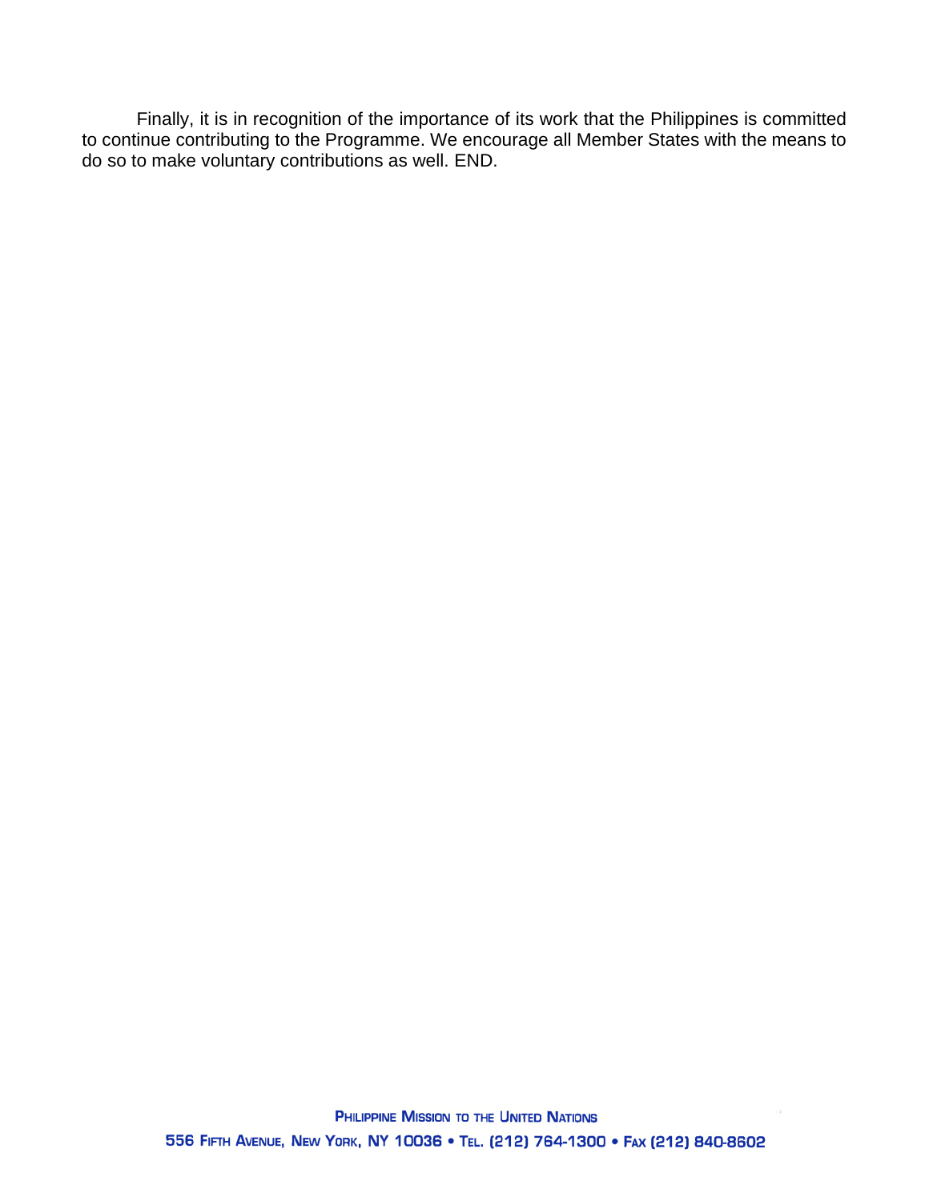Finally, it is in recognition of the importance of its work that the Philippines is committed to continue contributing to the Programme. We encourage all Member States with the means to do so to make voluntary contributions as well. END.